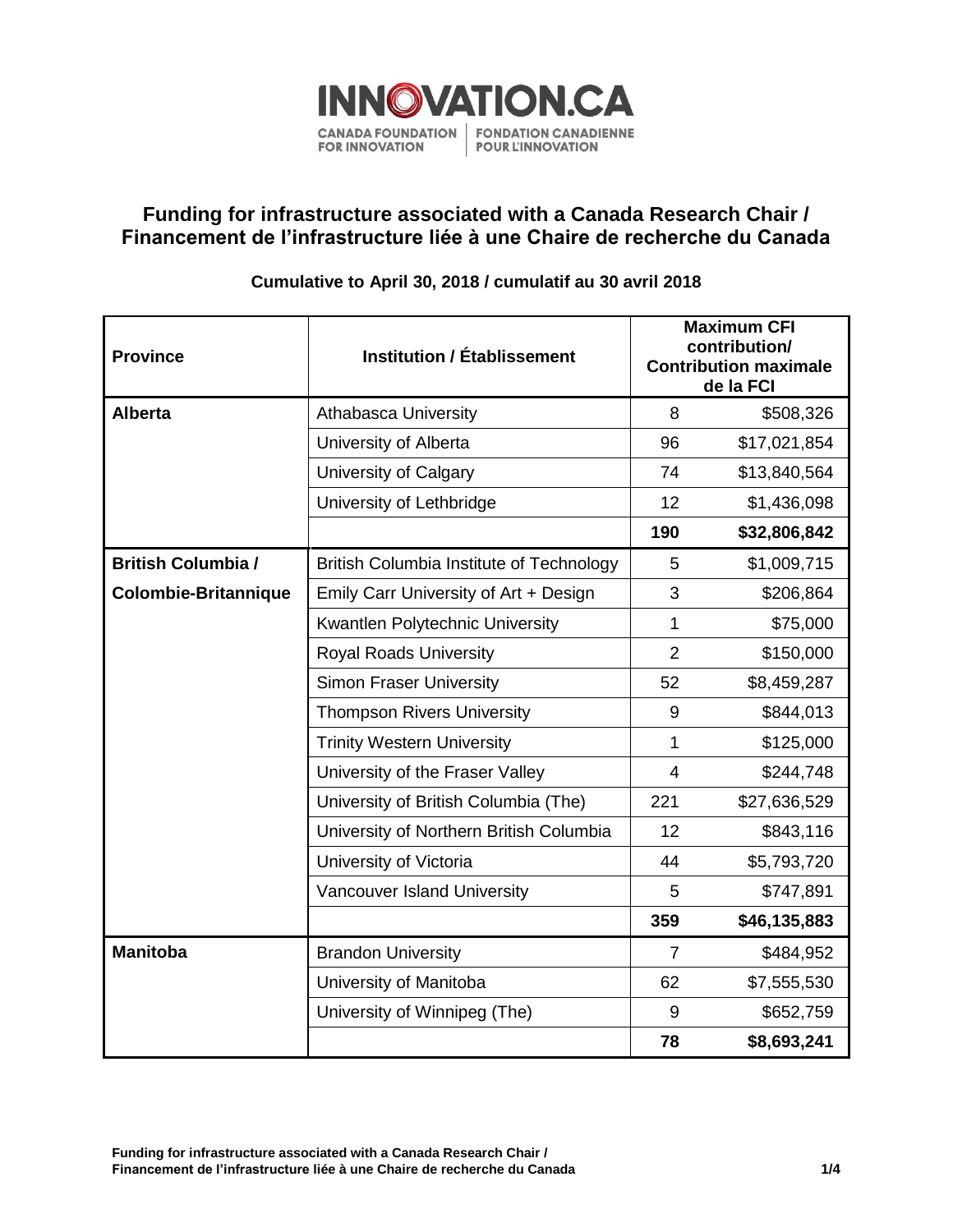INNOVATION.CA

CANADA FOUNDATION FOR INNOVATION | FONDATION CANADIENNE POUR L'INNOVATION

# Funding for infrastructure associated with a Canada Research Chair / Financement de l'infrastructure liée à une Chaire de recherche du Canada

**Cumulative to April 30, 2018 / cumulatif au 30 avril 2018**

| Province | Institution / Établissement | Maximum CFI contribution/ Contribution maximale de la FCI | |
|---|---|---|---|
| **Alberta** | Athabasca University | 8 | $508,326 |
| | University of Alberta | 96 | $17,021,854 |
| | University of Calgary | 74 | $13,840,564 |
| | University of Lethbridge | 12 | $1,436,098 |
| | | **190** | **$32,806,842** |
| **British Columbia / Colombie-Britannique** | British Columbia Institute of Technology | 5 | $1,009,715 |
| | Emily Carr University of Art + Design | 3 | $206,864 |
| | Kwantlen Polytechnic University | 1 | $75,000 |
| | Royal Roads University | 2 | $150,000 |
| | Simon Fraser University | 52 | $8,459,287 |
| | Thompson Rivers University | 9 | $844,013 |
| | Trinity Western University | 1 | $125,000 |
| | University of the Fraser Valley | 4 | $244,748 |
| | University of British Columbia (The) | 221 | $27,636,529 |
| | University of Northern British Columbia | 12 | $843,116 |
| | University of Victoria | 44 | $5,793,720 |
| | Vancouver Island University | 5 | $747,891 |
| | | **359** | **$46,135,883** |
| **Manitoba** | Brandon University | 7 | $484,952 |
| | University of Manitoba | 62 | $7,555,530 |
| | University of Winnipeg (The) | 9 | $652,759 |
| | | **78** | **$8,693,241** |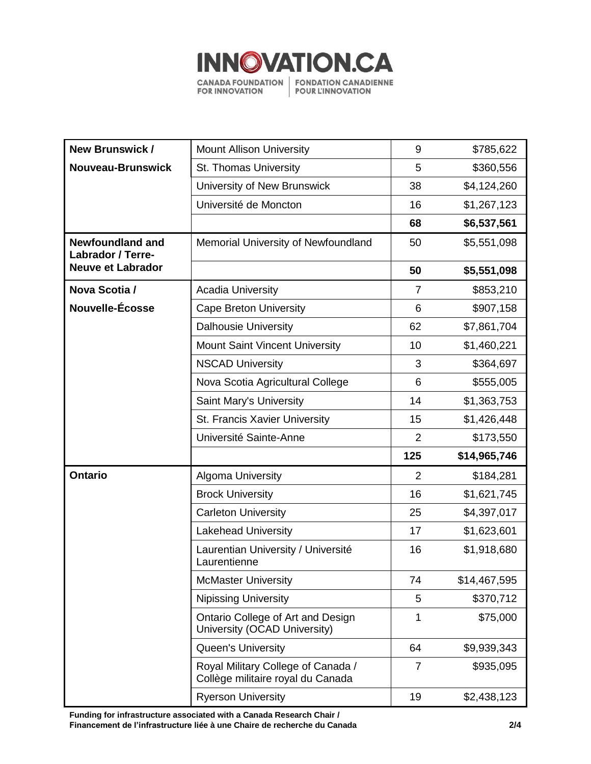| | | | |
|---|---|---|---|
| **New Brunswick / Nouveau-Brunswick** | Mount Allison University | 9 | $785,622 |
| | St. Thomas University | 5 | $360,556 |
| | University of New Brunswick | 38 | $4,124,260 |
| | Université de Moncton | 16 | $1,267,123 |
| | | **68** | **$6,537,561** |
| **Newfoundland and Labrador / Terre-Neuve et Labrador** | Memorial University of Newfoundland | 50 | $5,551,098 |
| | | **50** | **$5,551,098** |
| **Nova Scotia / Nouvelle-Écosse** | Acadia University | 7 | $853,210 |
| | Cape Breton University | 6 | $907,158 |
| | Dalhousie University | 62 | $7,861,704 |
| | Mount Saint Vincent University | 10 | $1,460,221 |
| | NSCAD University | 3 | $364,697 |
| | Nova Scotia Agricultural College | 6 | $555,005 |
| | Saint Mary's University | 14 | $1,363,753 |
| | St. Francis Xavier University | 15 | $1,426,448 |
| | Université Sainte-Anne | 2 | $173,550 |
| | | **125** | **$14,965,746** |
| **Ontario** | Algoma University | 2 | $184,281 |
| | Brock University | 16 | $1,621,745 |
| | Carleton University | 25 | $4,397,017 |
| | Lakehead University | 17 | $1,623,601 |
| | Laurentian University / Université Laurentienne | 16 | $1,918,680 |
| | McMaster University | 74 | $14,467,595 |
| | Nipissing University | 5 | $370,712 |
| | Ontario College of Art and Design University (OCAD University) | 1 | $75,000 |
| | Queen's University | 64 | $9,939,343 |
| | Royal Military College of Canada / Collège militaire royal du Canada | 7 | $935,095 |
| | Ryerson University | 19 | $2,438,123 |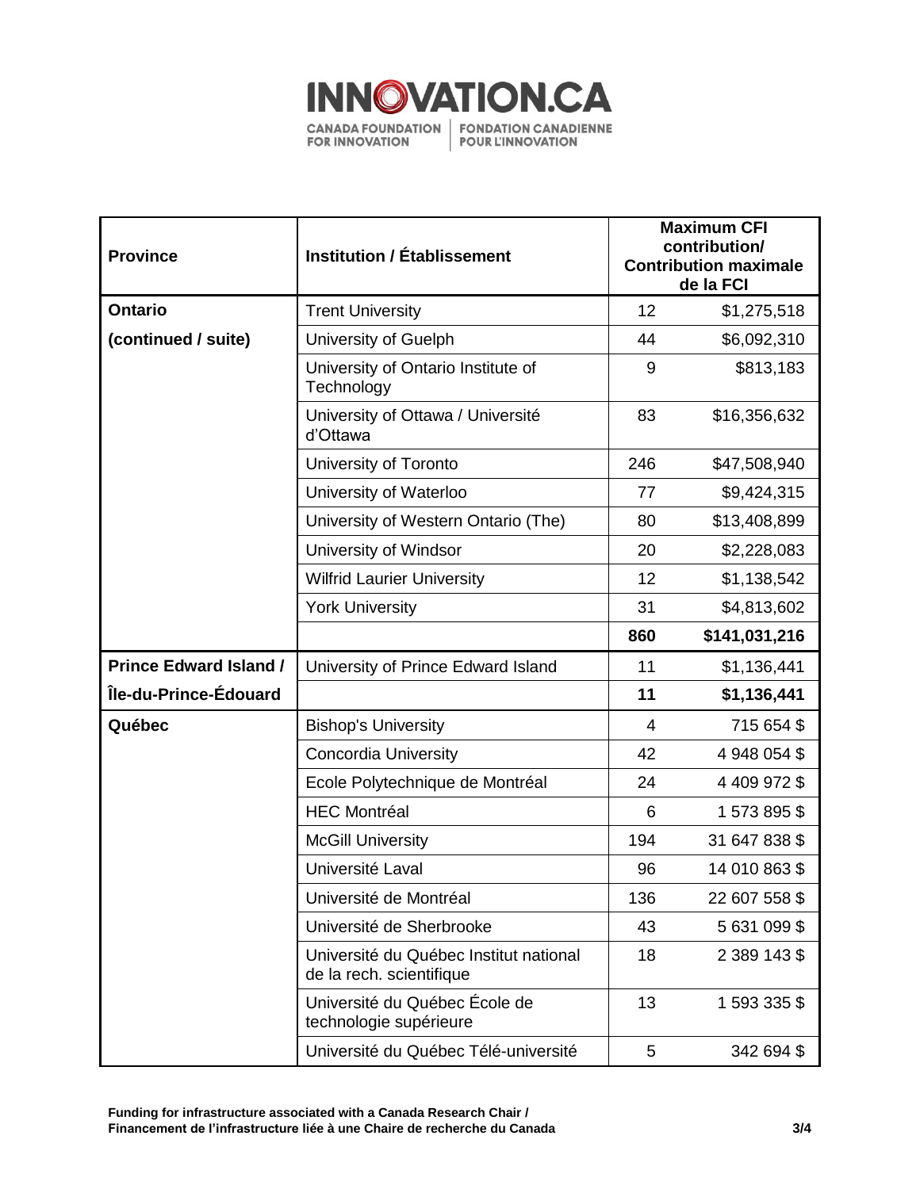| Province | Institution / Établissement | Maximum CFI contribution/ Contribution maximale de la FCI | |
|---|---|---|---|
| **Ontario** **(continued / suite)** | Trent University | 12 | $1,275,518 |
| | University of Guelph | 44 | $6,092,310 |
| | University of Ontario Institute of Technology | 9 | $813,183 |
| | University of Ottawa / Université d'Ottawa | 83 | $16,356,632 |
| | University of Toronto | 246 | $47,508,940 |
| | University of Waterloo | 77 | $9,424,315 |
| | University of Western Ontario (The) | 80 | $13,408,899 |
| | University of Windsor | 20 | $2,228,083 |
| | Wilfrid Laurier University | 12 | $1,138,542 |
| | York University | 31 | $4,813,602 |
| | | **860** | **$141,031,216** |
| **Prince Edward Island / Île-du-Prince-Édouard** | University of Prince Edward Island | 11 | $1,136,441 |
| | | **11** | **$1,136,441** |
| **Québec** | Bishop's University | 4 | 715 654 $ |
| | Concordia University | 42 | 4 948 054 $ |
| | Ecole Polytechnique de Montréal | 24 | 4 409 972 $ |
| | HEC Montréal | 6 | 1 573 895 $ |
| | McGill University | 194 | 31 647 838 $ |
| | Université Laval | 96 | 14 010 863 $ |
| | Université de Montréal | 136 | 22 607 558 $ |
| | Université de Sherbrooke | 43 | 5 631 099 $ |
| | Université du Québec Institut national de la rech. scientifique | 18 | 2 389 143 $ |
| | Université du Québec École de technologie supérieure | 13 | 1 593 335 $ |
| | Université du Québec Télé-université | 5 | 342 694 $ |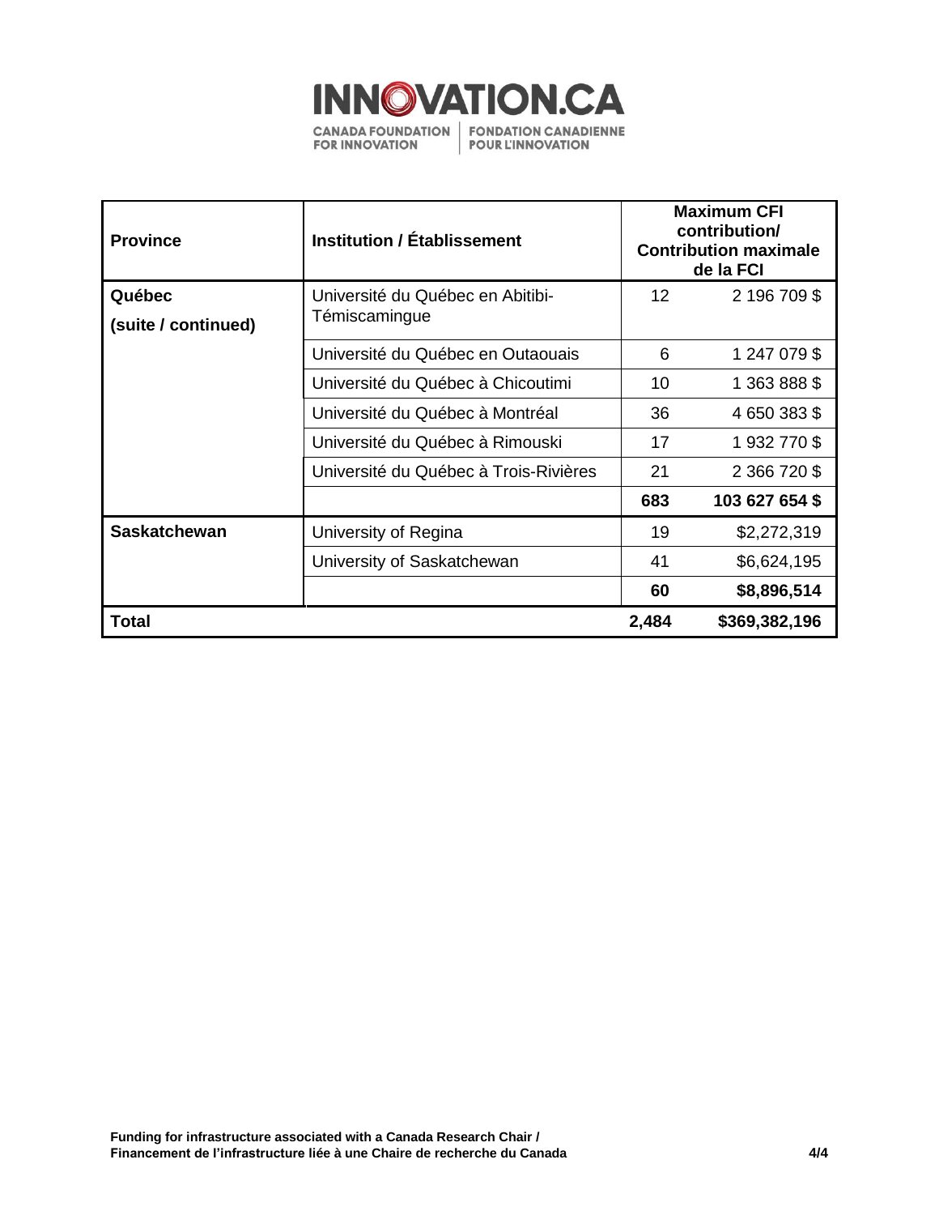| Province | Institution / Établissement | Maximum CFI contribution/ Contribution maximale de la FCI | |
|---|---|---|---|
| **Québec (suite / continued)** | Université du Québec en Abitibi-Témiscamingue | 12 | 2 196 709 $ |
| | Université du Québec en Outaouais | 6 | 1 247 079 $ |
| | Université du Québec à Chicoutimi | 10 | 1 363 888 $ |
| | Université du Québec à Montréal | 36 | 4 650 383 $ |
| | Université du Québec à Rimouski | 17 | 1 932 770 $ |
| | Université du Québec à Trois-Rivières | 21 | 2 366 720 $ |
| | | **683** | **103 627 654 $** |
| **Saskatchewan** | University of Regina | 19 | $2,272,319 |
| | University of Saskatchewan | 41 | $6,624,195 |
| | | **60** | **$8,896,514** |
| **Total** | | **2,484** | **$369,382,196** |